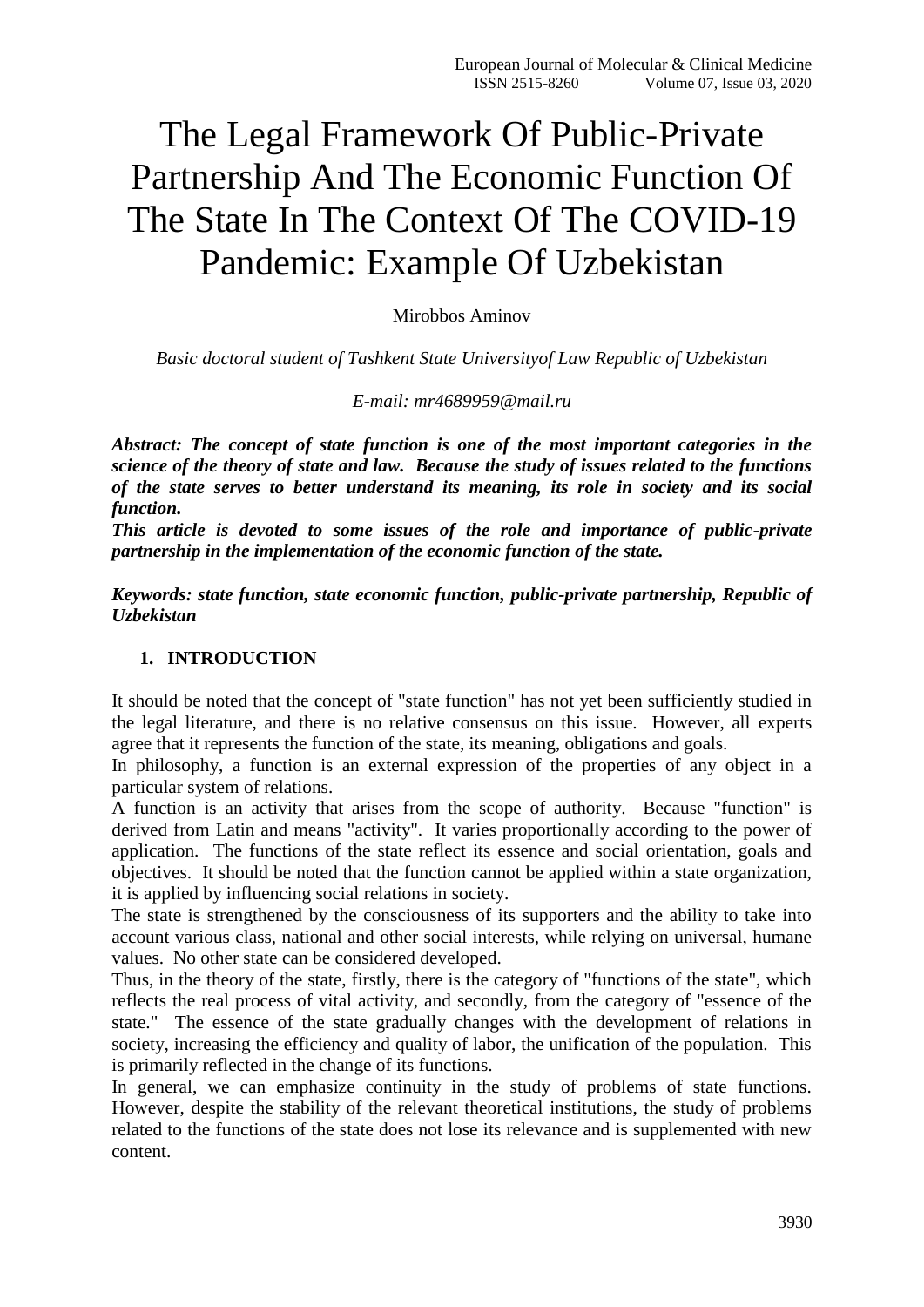# The Legal Framework Of Public-Private Partnership And The Economic Function Of The State In The Context Of The COVID-19 Pandemic: Example Of Uzbekistan

Mirobbos Aminov

*Basic doctoral student of Tashkent State Universityof Law Republic of Uzbekistan*

*E-mail: mr4689959@mail.ru*

***Abstract: The concept of state function is one of the most important categories in the science of the theory of state and law. Because the study of issues related to the functions of the state serves to better understand its meaning, its role in society and its social function.***

***This article is devoted to some issues of the role and importance of public-private partnership in the implementation of the economic function of the state.***

***Keywords: state function, state economic function, public-private partnership, Republic of Uzbekistan***

## 1. INTRODUCTION

It should be noted that the concept of "state function" has not yet been sufficiently studied in the legal literature, and there is no relative consensus on this issue. However, all experts agree that it represents the function of the state, its meaning, obligations and goals.

In philosophy, a function is an external expression of the properties of any object in a particular system of relations.

A function is an activity that arises from the scope of authority. Because "function" is derived from Latin and means "activity". It varies proportionally according to the power of application. The functions of the state reflect its essence and social orientation, goals and objectives. It should be noted that the function cannot be applied within a state organization, it is applied by influencing social relations in society.

The state is strengthened by the consciousness of its supporters and the ability to take into account various class, national and other social interests, while relying on universal, humane values. No other state can be considered developed.

Thus, in the theory of the state, firstly, there is the category of "functions of the state", which reflects the real process of vital activity, and secondly, from the category of "essence of the state." The essence of the state gradually changes with the development of relations in society, increasing the efficiency and quality of labor, the unification of the population. This is primarily reflected in the change of its functions.

In general, we can emphasize continuity in the study of problems of state functions. However, despite the stability of the relevant theoretical institutions, the study of problems related to the functions of the state does not lose its relevance and is supplemented with new content.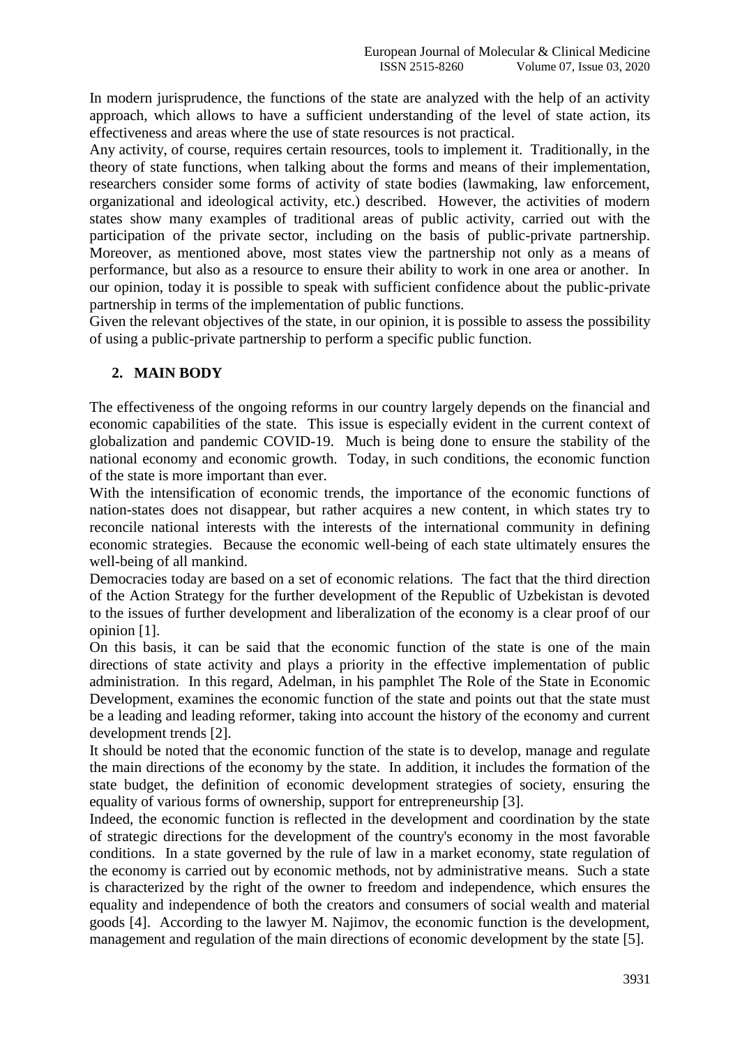In modern jurisprudence, the functions of the state are analyzed with the help of an activity approach, which allows to have a sufficient understanding of the level of state action, its effectiveness and areas where the use of state resources is not practical.

Any activity, of course, requires certain resources, tools to implement it. Traditionally, in the theory of state functions, when talking about the forms and means of their implementation, researchers consider some forms of activity of state bodies (lawmaking, law enforcement, organizational and ideological activity, etc.) described. However, the activities of modern states show many examples of traditional areas of public activity, carried out with the participation of the private sector, including on the basis of public-private partnership. Moreover, as mentioned above, most states view the partnership not only as a means of performance, but also as a resource to ensure their ability to work in one area or another. In our opinion, today it is possible to speak with sufficient confidence about the public-private partnership in terms of the implementation of public functions.

Given the relevant objectives of the state, in our opinion, it is possible to assess the possibility of using a public-private partnership to perform a specific public function.

## 2. MAIN BODY

The effectiveness of the ongoing reforms in our country largely depends on the financial and economic capabilities of the state. This issue is especially evident in the current context of globalization and pandemic COVID-19. Much is being done to ensure the stability of the national economy and economic growth. Today, in such conditions, the economic function of the state is more important than ever.

With the intensification of economic trends, the importance of the economic functions of nation-states does not disappear, but rather acquires a new content, in which states try to reconcile national interests with the interests of the international community in defining economic strategies. Because the economic well-being of each state ultimately ensures the well-being of all mankind.

Democracies today are based on a set of economic relations. The fact that the third direction of the Action Strategy for the further development of the Republic of Uzbekistan is devoted to the issues of further development and liberalization of the economy is a clear proof of our opinion [1].

On this basis, it can be said that the economic function of the state is one of the main directions of state activity and plays a priority in the effective implementation of public administration. In this regard, Adelman, in his pamphlet The Role of the State in Economic Development, examines the economic function of the state and points out that the state must be a leading and leading reformer, taking into account the history of the economy and current development trends [2].

It should be noted that the economic function of the state is to develop, manage and regulate the main directions of the economy by the state. In addition, it includes the formation of the state budget, the definition of economic development strategies of society, ensuring the equality of various forms of ownership, support for entrepreneurship [3].

Indeed, the economic function is reflected in the development and coordination by the state of strategic directions for the development of the country's economy in the most favorable conditions. In a state governed by the rule of law in a market economy, state regulation of the economy is carried out by economic methods, not by administrative means. Such a state is characterized by the right of the owner to freedom and independence, which ensures the equality and independence of both the creators and consumers of social wealth and material goods [4]. According to the lawyer M. Najimov, the economic function is the development, management and regulation of the main directions of economic development by the state [5].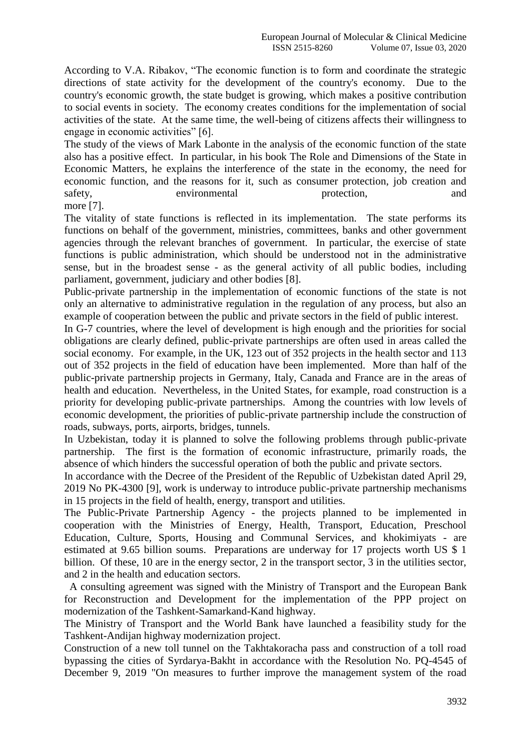According to V.A. Ribakov, "The economic function is to form and coordinate the strategic directions of state activity for the development of the country's economy. Due to the country's economic growth, the state budget is growing, which makes a positive contribution to social events in society. The economy creates conditions for the implementation of social activities of the state. At the same time, the well-being of citizens affects their willingness to engage in economic activities" [6].

The study of the views of Mark Labonte in the analysis of the economic function of the state also has a positive effect. In particular, in his book The Role and Dimensions of the State in Economic Matters, he explains the interference of the state in the economy, the need for economic function, and the reasons for it, such as consumer protection, job creation and safety, environmental protection, and more [7].

The vitality of state functions is reflected in its implementation. The state performs its functions on behalf of the government, ministries, committees, banks and other government agencies through the relevant branches of government. In particular, the exercise of state functions is public administration, which should be understood not in the administrative sense, but in the broadest sense - as the general activity of all public bodies, including parliament, government, judiciary and other bodies [8].

Public-private partnership in the implementation of economic functions of the state is not only an alternative to administrative regulation in the regulation of any process, but also an example of cooperation between the public and private sectors in the field of public interest.

In G-7 countries, where the level of development is high enough and the priorities for social obligations are clearly defined, public-private partnerships are often used in areas called the social economy. For example, in the UK, 123 out of 352 projects in the health sector and 113 out of 352 projects in the field of education have been implemented. More than half of the public-private partnership projects in Germany, Italy, Canada and France are in the areas of health and education. Nevertheless, in the United States, for example, road construction is a priority for developing public-private partnerships. Among the countries with low levels of economic development, the priorities of public-private partnership include the construction of roads, subways, ports, airports, bridges, tunnels.

In Uzbekistan, today it is planned to solve the following problems through public-private partnership. The first is the formation of economic infrastructure, primarily roads, the absence of which hinders the successful operation of both the public and private sectors.

In accordance with the Decree of the President of the Republic of Uzbekistan dated April 29, 2019 No PK-4300 [9], work is underway to introduce public-private partnership mechanisms in 15 projects in the field of health, energy, transport and utilities.

The Public-Private Partnership Agency - the projects planned to be implemented in cooperation with the Ministries of Energy, Health, Transport, Education, Preschool Education, Culture, Sports, Housing and Communal Services, and khokimiyats - are estimated at 9.65 billion soums. Preparations are underway for 17 projects worth US $ 1 billion. Of these, 10 are in the energy sector, 2 in the transport sector, 3 in the utilities sector, and 2 in the health and education sectors.

A consulting agreement was signed with the Ministry of Transport and the European Bank for Reconstruction and Development for the implementation of the PPP project on modernization of the Tashkent-Samarkand-Kand highway.

The Ministry of Transport and the World Bank have launched a feasibility study for the Tashkent-Andijan highway modernization project.

Construction of a new toll tunnel on the Takhtakoracha pass and construction of a toll road bypassing the cities of Syrdarya-Bakht in accordance with the Resolution No. PQ-4545 of December 9, 2019 "On measures to further improve the management system of the road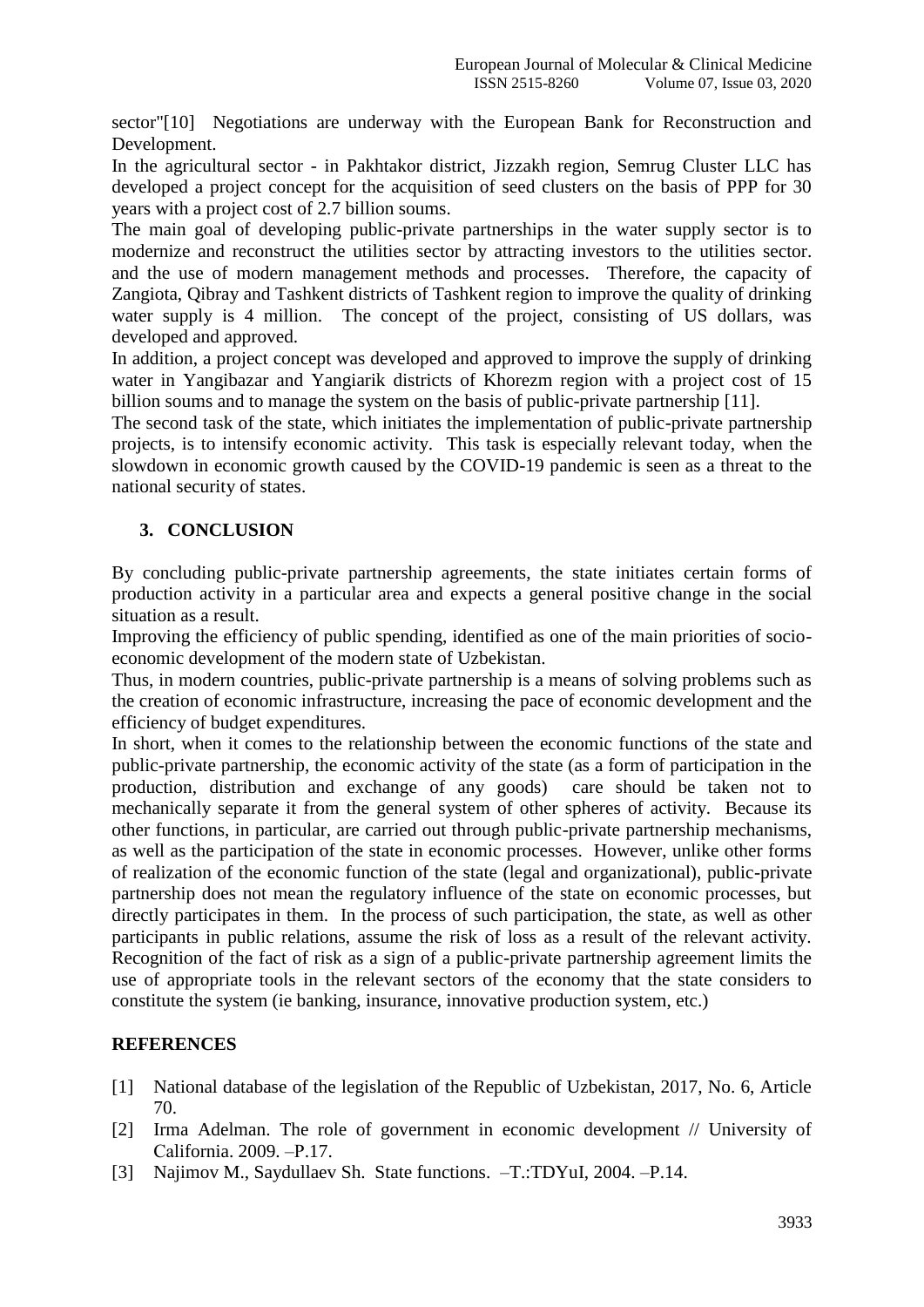sector"[10] Negotiations are underway with the European Bank for Reconstruction and Development.

In the agricultural sector - in Pakhtakor district, Jizzakh region, Semrug Cluster LLC has developed a project concept for the acquisition of seed clusters on the basis of PPP for 30 years with a project cost of 2.7 billion soums.

The main goal of developing public-private partnerships in the water supply sector is to modernize and reconstruct the utilities sector by attracting investors to the utilities sector. and the use of modern management methods and processes. Therefore, the capacity of Zangiota, Qibray and Tashkent districts of Tashkent region to improve the quality of drinking water supply is 4 million. The concept of the project, consisting of US dollars, was developed and approved.

In addition, a project concept was developed and approved to improve the supply of drinking water in Yangibazar and Yangiarik districts of Khorezm region with a project cost of 15 billion soums and to manage the system on the basis of public-private partnership [11].

The second task of the state, which initiates the implementation of public-private partnership projects, is to intensify economic activity. This task is especially relevant today, when the slowdown in economic growth caused by the COVID-19 pandemic is seen as a threat to the national security of states.

## 3. CONCLUSION

By concluding public-private partnership agreements, the state initiates certain forms of production activity in a particular area and expects a general positive change in the social situation as a result.

Improving the efficiency of public spending, identified as one of the main priorities of socio-economic development of the modern state of Uzbekistan.

Thus, in modern countries, public-private partnership is a means of solving problems such as the creation of economic infrastructure, increasing the pace of economic development and the efficiency of budget expenditures.

In short, when it comes to the relationship between the economic functions of the state and public-private partnership, the economic activity of the state (as a form of participation in the production, distribution and exchange of any goods) care should be taken not to mechanically separate it from the general system of other spheres of activity. Because its other functions, in particular, are carried out through public-private partnership mechanisms, as well as the participation of the state in economic processes. However, unlike other forms of realization of the economic function of the state (legal and organizational), public-private partnership does not mean the regulatory influence of the state on economic processes, but directly participates in them. In the process of such participation, the state, as well as other participants in public relations, assume the risk of loss as a result of the relevant activity. Recognition of the fact of risk as a sign of a public-private partnership agreement limits the use of appropriate tools in the relevant sectors of the economy that the state considers to constitute the system (ie banking, insurance, innovative production system, etc.)

## REFERENCES

[1] National database of the legislation of the Republic of Uzbekistan, 2017, No. 6, Article 70.

[2] Irma Adelman. The role of government in economic development // University of California. 2009. –P.17.

[3] Najimov M., Saydullaev Sh. State functions. –T.:TDYuI, 2004. –P.14.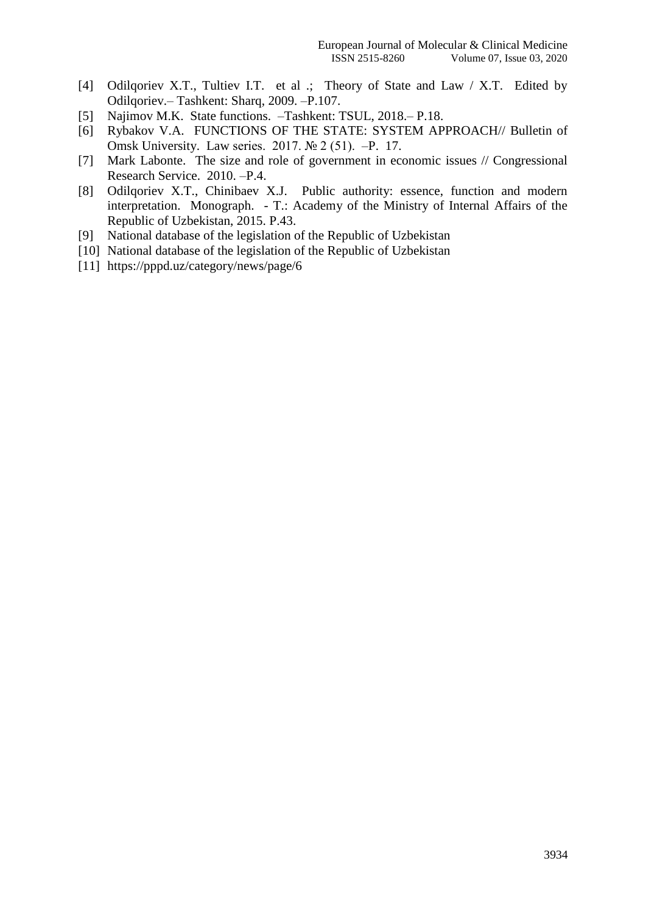[4] Odilqoriev X.T., Tultiev I.T. et al .; Theory of State and Law / X.T. Edited by Odilqoriev.– Tashkent: Sharq, 2009. –P.107.

[5] Najimov M.K. State functions. –Tashkent: TSUL, 2018.– P.18.

[6] Rybakov V.A. FUNCTIONS OF THE STATE: SYSTEM APPROACH// Bulletin of Omsk University. Law series. 2017. № 2 (51). –P. 17.

[7] Mark Labonte. The size and role of government in economic issues // Congressional Research Service. 2010. –P.4.

[8] Odilqoriev X.T., Chinibaev X.J. Public authority: essence, function and modern interpretation. Monograph. - T.: Academy of the Ministry of Internal Affairs of the Republic of Uzbekistan, 2015. P.43.

[9] National database of the legislation of the Republic of Uzbekistan

[10] National database of the legislation of the Republic of Uzbekistan

[11] https://pppd.uz/category/news/page/6